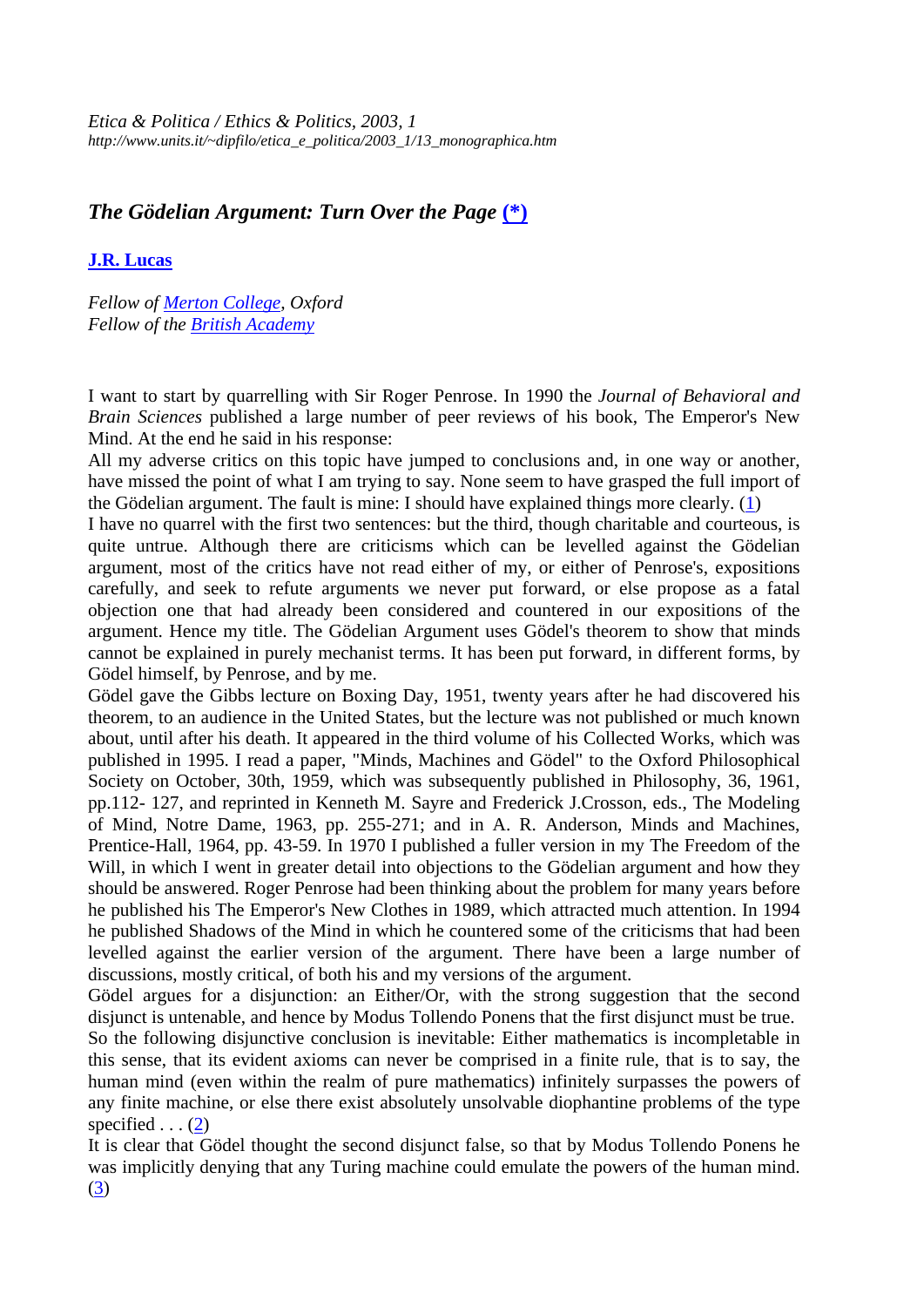*Etica & Politica / Ethics & Politics, 2003, 1*
*http://www.units.it/~dipfilo/etica_e_politica/2003_1/13_monographica.htm*

## *The Gödelian Argument: Turn Over the Page* (*)

**J.R. Lucas**

*Fellow of Merton College, Oxford*
*Fellow of the British Academy*

I want to start by quarrelling with Sir Roger Penrose. In 1990 the *Journal of Behavioral and Brain Sciences* published a large number of peer reviews of his book, The Emperor's New Mind. At the end he said in his response:

All my adverse critics on this topic have jumped to conclusions and, in one way or another, have missed the point of what I am trying to say. None seem to have grasped the full import of the Gödelian argument. The fault is mine: I should have explained things more clearly. (1)

I have no quarrel with the first two sentences: but the third, though charitable and courteous, is quite untrue. Although there are criticisms which can be levelled against the Gödelian argument, most of the critics have not read either of my, or either of Penrose's, expositions carefully, and seek to refute arguments we never put forward, or else propose as a fatal objection one that had already been considered and countered in our expositions of the argument. Hence my title. The Gödelian Argument uses Gödel's theorem to show that minds cannot be explained in purely mechanist terms. It has been put forward, in different forms, by Gödel himself, by Penrose, and by me.

Gödel gave the Gibbs lecture on Boxing Day, 1951, twenty years after he had discovered his theorem, to an audience in the United States, but the lecture was not published or much known about, until after his death. It appeared in the third volume of his Collected Works, which was published in 1995. I read a paper, "Minds, Machines and Gödel" to the Oxford Philosophical Society on October, 30th, 1959, which was subsequently published in Philosophy, 36, 1961, pp.112- 127, and reprinted in Kenneth M. Sayre and Frederick J.Crosson, eds., The Modeling of Mind, Notre Dame, 1963, pp. 255-271; and in A. R. Anderson, Minds and Machines, Prentice-Hall, 1964, pp. 43-59. In 1970 I published a fuller version in my The Freedom of the Will, in which I went in greater detail into objections to the Gödelian argument and how they should be answered. Roger Penrose had been thinking about the problem for many years before he published his The Emperor's New Clothes in 1989, which attracted much attention. In 1994 he published Shadows of the Mind in which he countered some of the criticisms that had been levelled against the earlier version of the argument. There have been a large number of discussions, mostly critical, of both his and my versions of the argument.

Gödel argues for a disjunction: an Either/Or, with the strong suggestion that the second disjunct is untenable, and hence by Modus Tollendo Ponens that the first disjunct must be true.

So the following disjunctive conclusion is inevitable: Either mathematics is incompletable in this sense, that its evident axioms can never be comprised in a finite rule, that is to say, the human mind (even within the realm of pure mathematics) infinitely surpasses the powers of any finite machine, or else there exist absolutely unsolvable diophantine problems of the type specified . . . (2)

It is clear that Gödel thought the second disjunct false, so that by Modus Tollendo Ponens he was implicitly denying that any Turing machine could emulate the powers of the human mind. (3)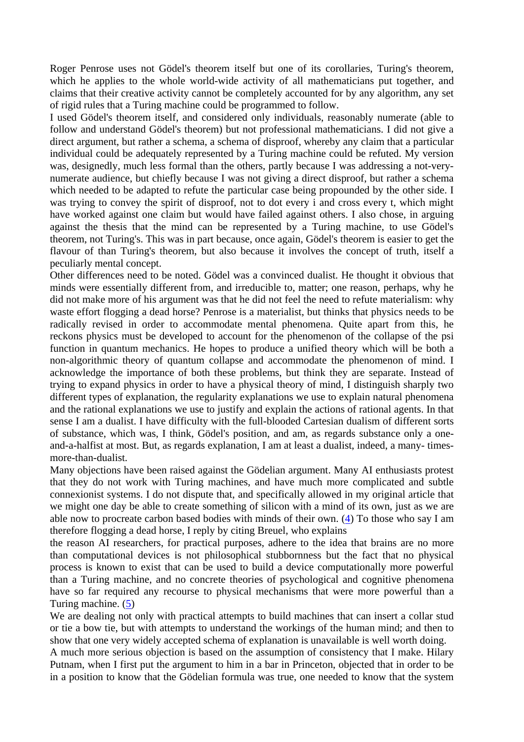Roger Penrose uses not Gödel's theorem itself but one of its corollaries, Turing's theorem, which he applies to the whole world-wide activity of all mathematicians put together, and claims that their creative activity cannot be completely accounted for by any algorithm, any set of rigid rules that a Turing machine could be programmed to follow.

I used Gödel's theorem itself, and considered only individuals, reasonably numerate (able to follow and understand Gödel's theorem) but not professional mathematicians. I did not give a direct argument, but rather a schema, a schema of disproof, whereby any claim that a particular individual could be adequately represented by a Turing machine could be refuted. My version was, designedly, much less formal than the others, partly because I was addressing a not-very-numerate audience, but chiefly because I was not giving a direct disproof, but rather a schema which needed to be adapted to refute the particular case being propounded by the other side. I was trying to convey the spirit of disproof, not to dot every i and cross every t, which might have worked against one claim but would have failed against others. I also chose, in arguing against the thesis that the mind can be represented by a Turing machine, to use Gödel's theorem, not Turing's. This was in part because, once again, Gödel's theorem is easier to get the flavour of than Turing's theorem, but also because it involves the concept of truth, itself a peculiarly mental concept.

Other differences need to be noted. Gödel was a convinced dualist. He thought it obvious that minds were essentially different from, and irreducible to, matter; one reason, perhaps, why he did not make more of his argument was that he did not feel the need to refute materialism: why waste effort flogging a dead horse? Penrose is a materialist, but thinks that physics needs to be radically revised in order to accommodate mental phenomena. Quite apart from this, he reckons physics must be developed to account for the phenomenon of the collapse of the psi function in quantum mechanics. He hopes to produce a unified theory which will be both a non-algorithmic theory of quantum collapse and accommodate the phenomenon of mind. I acknowledge the importance of both these problems, but think they are separate. Instead of trying to expand physics in order to have a physical theory of mind, I distinguish sharply two different types of explanation, the regularity explanations we use to explain natural phenomena and the rational explanations we use to justify and explain the actions of rational agents. In that sense I am a dualist. I have difficulty with the full-blooded Cartesian dualism of different sorts of substance, which was, I think, Gödel's position, and am, as regards substance only a one-and-a-halfist at most. But, as regards explanation, I am at least a dualist, indeed, a many- times-more-than-dualist.

Many objections have been raised against the Gödelian argument. Many AI enthusiasts protest that they do not work with Turing machines, and have much more complicated and subtle connexionist systems. I do not dispute that, and specifically allowed in my original article that we might one day be able to create something of silicon with a mind of its own, just as we are able now to procreate carbon based bodies with minds of their own. (4) To those who say I am therefore flogging a dead horse, I reply by citing Breuel, who explains

the reason AI researchers, for practical purposes, adhere to the idea that brains are no more than computational devices is not philosophical stubbornness but the fact that no physical process is known to exist that can be used to build a device computationally more powerful than a Turing machine, and no concrete theories of psychological and cognitive phenomena have so far required any recourse to physical mechanisms that were more powerful than a Turing machine. (5)

We are dealing not only with practical attempts to build machines that can insert a collar stud or tie a bow tie, but with attempts to understand the workings of the human mind; and then to show that one very widely accepted schema of explanation is unavailable is well worth doing.

A much more serious objection is based on the assumption of consistency that I make. Hilary Putnam, when I first put the argument to him in a bar in Princeton, objected that in order to be in a position to know that the Gödelian formula was true, one needed to know that the system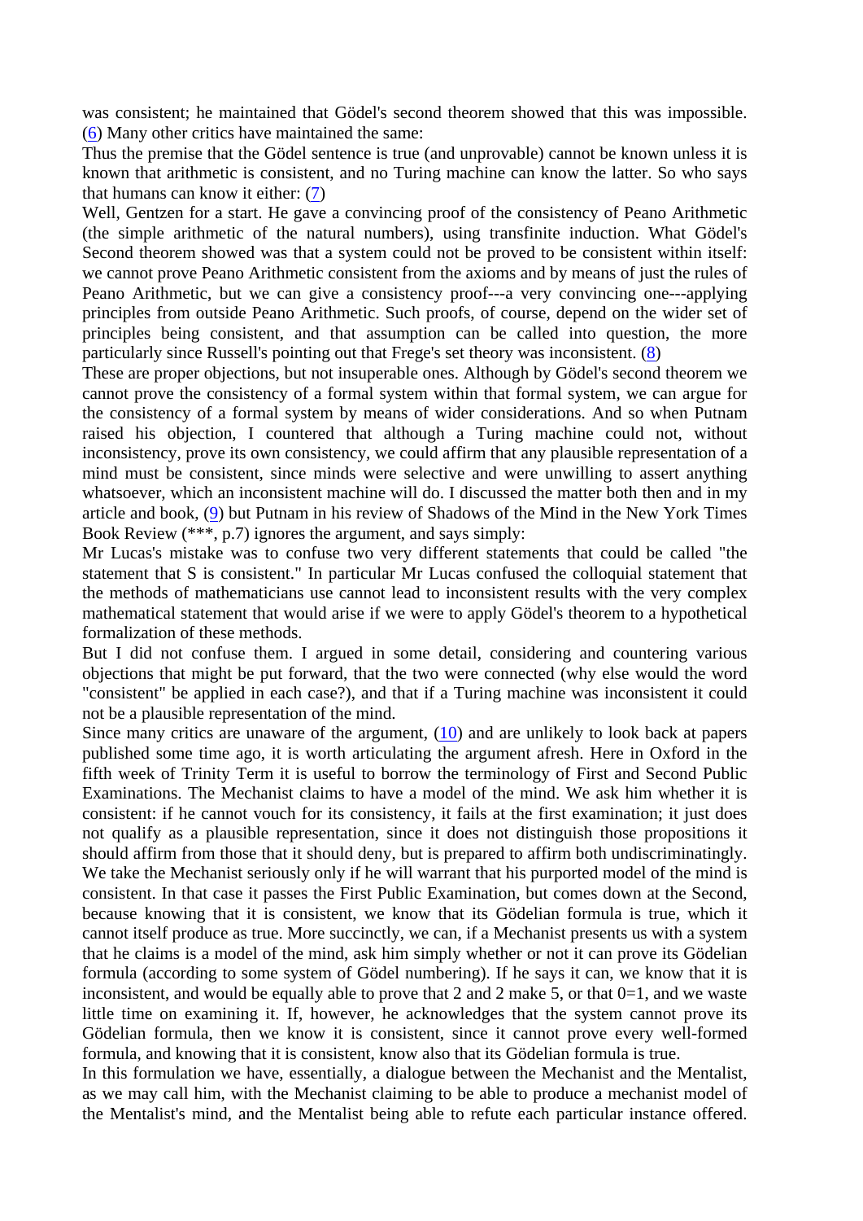was consistent; he maintained that Gödel's second theorem showed that this was impossible. ([6]) Many other critics have maintained the same:

Thus the premise that the Gödel sentence is true (and unprovable) cannot be known unless it is known that arithmetic is consistent, and no Turing machine can know the latter. So who says that humans can know it either: ([7])

Well, Gentzen for a start. He gave a convincing proof of the consistency of Peano Arithmetic (the simple arithmetic of the natural numbers), using transfinite induction. What Gödel's Second theorem showed was that a system could not be proved to be consistent within itself: we cannot prove Peano Arithmetic consistent from the axioms and by means of just the rules of Peano Arithmetic, but we can give a consistency proof---a very convincing one---applying principles from outside Peano Arithmetic. Such proofs, of course, depend on the wider set of principles being consistent, and that assumption can be called into question, the more particularly since Russell's pointing out that Frege's set theory was inconsistent. ([8])

These are proper objections, but not insuperable ones. Although by Gödel's second theorem we cannot prove the consistency of a formal system within that formal system, we can argue for the consistency of a formal system by means of wider considerations. And so when Putnam raised his objection, I countered that although a Turing machine could not, without inconsistency, prove its own consistency, we could affirm that any plausible representation of a mind must be consistent, since minds were selective and were unwilling to assert anything whatsoever, which an inconsistent machine will do. I discussed the matter both then and in my article and book, ([9]) but Putnam in his review of Shadows of the Mind in the New York Times Book Review (***, p.7) ignores the argument, and says simply:

Mr Lucas's mistake was to confuse two very different statements that could be called "the statement that S is consistent." In particular Mr Lucas confused the colloquial statement that the methods of mathematicians use cannot lead to inconsistent results with the very complex mathematical statement that would arise if we were to apply Gödel's theorem to a hypothetical formalization of these methods.

But I did not confuse them. I argued in some detail, considering and countering various objections that might be put forward, that the two were connected (why else would the word "consistent" be applied in each case?), and that if a Turing machine was inconsistent it could not be a plausible representation of the mind.

Since many critics are unaware of the argument, ([10]) and are unlikely to look back at papers published some time ago, it is worth articulating the argument afresh. Here in Oxford in the fifth week of Trinity Term it is useful to borrow the terminology of First and Second Public Examinations. The Mechanist claims to have a model of the mind. We ask him whether it is consistent: if he cannot vouch for its consistency, it fails at the first examination; it just does not qualify as a plausible representation, since it does not distinguish those propositions it should affirm from those that it should deny, but is prepared to affirm both undiscriminatingly. We take the Mechanist seriously only if he will warrant that his purported model of the mind is consistent. In that case it passes the First Public Examination, but comes down at the Second, because knowing that it is consistent, we know that its Gödelian formula is true, which it cannot itself produce as true. More succinctly, we can, if a Mechanist presents us with a system that he claims is a model of the mind, ask him simply whether or not it can prove its Gödelian formula (according to some system of Gödel numbering). If he says it can, we know that it is inconsistent, and would be equally able to prove that 2 and 2 make 5, or that 0=1, and we waste little time on examining it. If, however, he acknowledges that the system cannot prove its Gödelian formula, then we know it is consistent, since it cannot prove every well-formed formula, and knowing that it is consistent, know also that its Gödelian formula is true.

In this formulation we have, essentially, a dialogue between the Mechanist and the Mentalist, as we may call him, with the Mechanist claiming to be able to produce a mechanist model of the Mentalist's mind, and the Mentalist being able to refute each particular instance offered.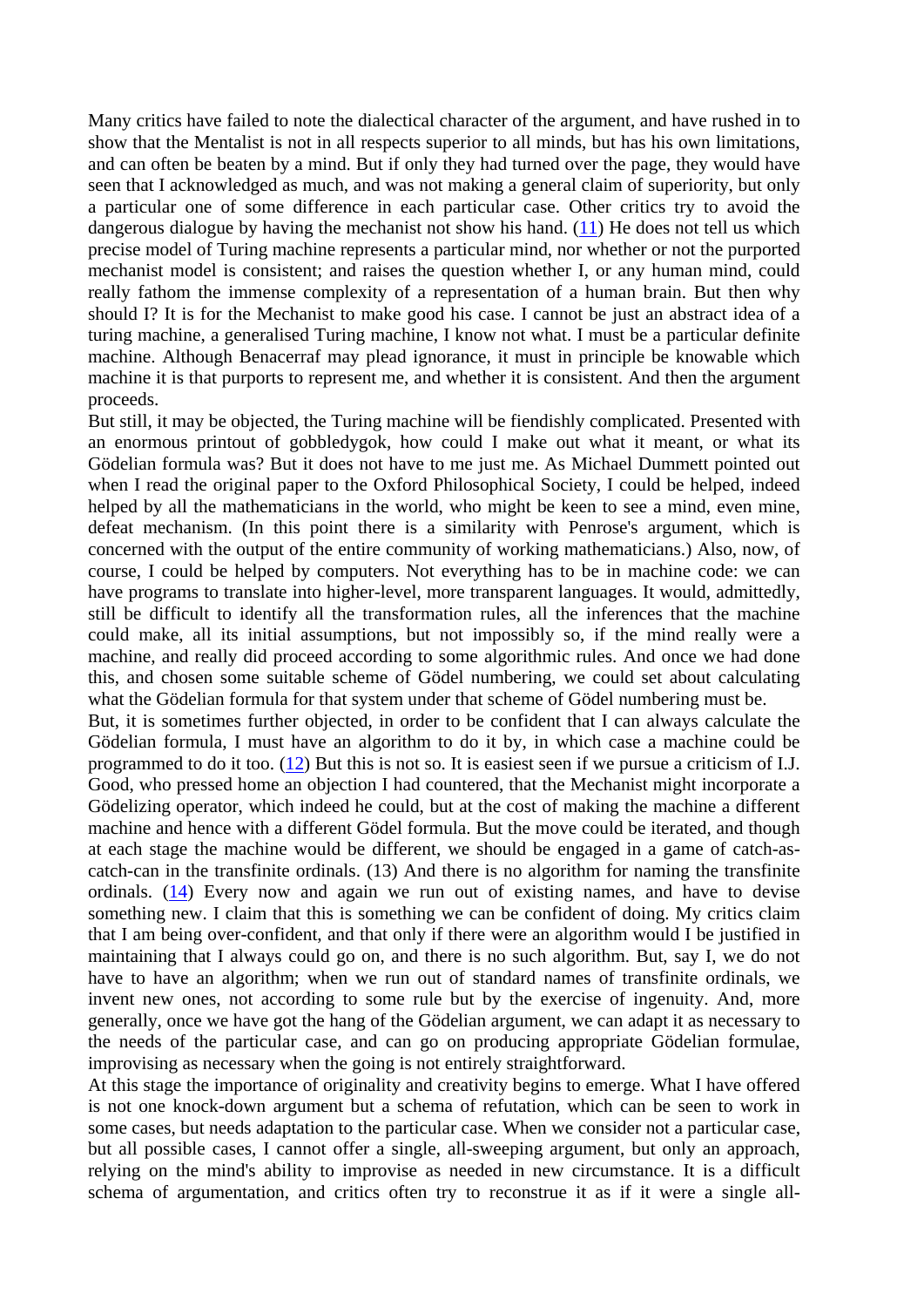Many critics have failed to note the dialectical character of the argument, and have rushed in to show that the Mentalist is not in all respects superior to all minds, but has his own limitations, and can often be beaten by a mind. But if only they had turned over the page, they would have seen that I acknowledged as much, and was not making a general claim of superiority, but only a particular one of some difference in each particular case. Other critics try to avoid the dangerous dialogue by having the mechanist not show his hand. (11) He does not tell us which precise model of Turing machine represents a particular mind, nor whether or not the purported mechanist model is consistent; and raises the question whether I, or any human mind, could really fathom the immense complexity of a representation of a human brain. But then why should I? It is for the Mechanist to make good his case. I cannot be just an abstract idea of a turing machine, a generalised Turing machine, I know not what. I must be a particular definite machine. Although Benacerraf may plead ignorance, it must in principle be knowable which machine it is that purports to represent me, and whether it is consistent. And then the argument proceeds.

But still, it may be objected, the Turing machine will be fiendishly complicated. Presented with an enormous printout of gobbledygok, how could I make out what it meant, or what its Gödelian formula was? But it does not have to me just me. As Michael Dummett pointed out when I read the original paper to the Oxford Philosophical Society, I could be helped, indeed helped by all the mathematicians in the world, who might be keen to see a mind, even mine, defeat mechanism. (In this point there is a similarity with Penrose's argument, which is concerned with the output of the entire community of working mathematicians.) Also, now, of course, I could be helped by computers. Not everything has to be in machine code: we can have programs to translate into higher-level, more transparent languages. It would, admittedly, still be difficult to identify all the transformation rules, all the inferences that the machine could make, all its initial assumptions, but not impossibly so, if the mind really were a machine, and really did proceed according to some algorithmic rules. And once we had done this, and chosen some suitable scheme of Gödel numbering, we could set about calculating what the Gödelian formula for that system under that scheme of Gödel numbering must be.

But, it is sometimes further objected, in order to be confident that I can always calculate the Gödelian formula, I must have an algorithm to do it by, in which case a machine could be programmed to do it too. (12) But this is not so. It is easiest seen if we pursue a criticism of I.J. Good, who pressed home an objection I had countered, that the Mechanist might incorporate a Gödelizing operator, which indeed he could, but at the cost of making the machine a different machine and hence with a different Gödel formula. But the move could be iterated, and though at each stage the machine would be different, we should be engaged in a game of catch-as-catch-can in the transfinite ordinals. (13) And there is no algorithm for naming the transfinite ordinals. (14) Every now and again we run out of existing names, and have to devise something new. I claim that this is something we can be confident of doing. My critics claim that I am being over-confident, and that only if there were an algorithm would I be justified in maintaining that I always could go on, and there is no such algorithm. But, say I, we do not have to have an algorithm; when we run out of standard names of transfinite ordinals, we invent new ones, not according to some rule but by the exercise of ingenuity. And, more generally, once we have got the hang of the Gödelian argument, we can adapt it as necessary to the needs of the particular case, and can go on producing appropriate Gödelian formulae, improvising as necessary when the going is not entirely straightforward.

At this stage the importance of originality and creativity begins to emerge. What I have offered is not one knock-down argument but a schema of refutation, which can be seen to work in some cases, but needs adaptation to the particular case. When we consider not a particular case, but all possible cases, I cannot offer a single, all-sweeping argument, but only an approach, relying on the mind's ability to improvise as needed in new circumstance. It is a difficult schema of argumentation, and critics often try to reconstrue it as if it were a single all-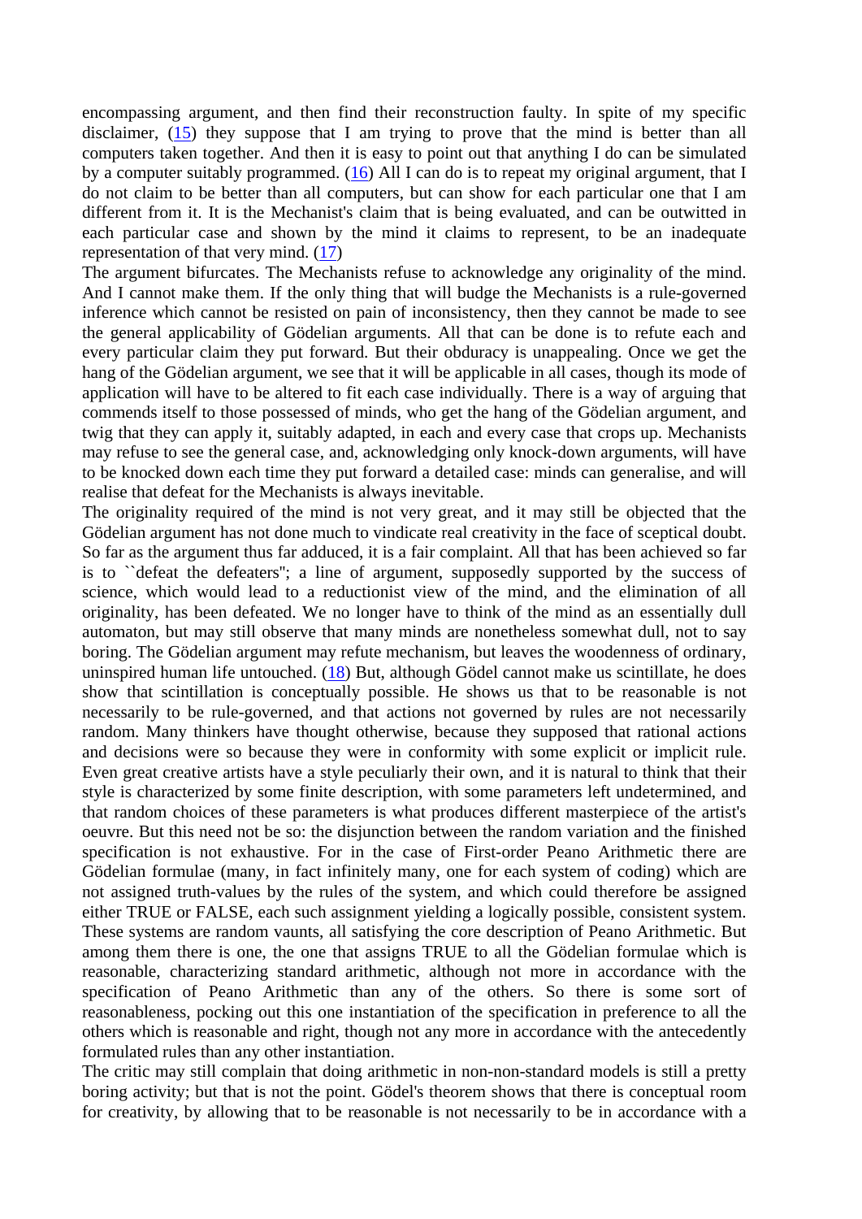encompassing argument, and then find their reconstruction faulty. In spite of my specific disclaimer, (15) they suppose that I am trying to prove that the mind is better than all computers taken together. And then it is easy to point out that anything I do can be simulated by a computer suitably programmed. (16) All I can do is to repeat my original argument, that I do not claim to be better than all computers, but can show for each particular one that I am different from it. It is the Mechanist's claim that is being evaluated, and can be outwitted in each particular case and shown by the mind it claims to represent, to be an inadequate representation of that very mind. (17)

The argument bifurcates. The Mechanists refuse to acknowledge any originality of the mind. And I cannot make them. If the only thing that will budge the Mechanists is a rule-governed inference which cannot be resisted on pain of inconsistency, then they cannot be made to see the general applicability of Gödelian arguments. All that can be done is to refute each and every particular claim they put forward. But their obduracy is unappealing. Once we get the hang of the Gödelian argument, we see that it will be applicable in all cases, though its mode of application will have to be altered to fit each case individually. There is a way of arguing that commends itself to those possessed of minds, who get the hang of the Gödelian argument, and twig that they can apply it, suitably adapted, in each and every case that crops up. Mechanists may refuse to see the general case, and, acknowledging only knock-down arguments, will have to be knocked down each time they put forward a detailed case: minds can generalise, and will realise that defeat for the Mechanists is always inevitable.

The originality required of the mind is not very great, and it may still be objected that the Gödelian argument has not done much to vindicate real creativity in the face of sceptical doubt. So far as the argument thus far adduced, it is a fair complaint. All that has been achieved so far is to ``defeat the defeaters''; a line of argument, supposedly supported by the success of science, which would lead to a reductionist view of the mind, and the elimination of all originality, has been defeated. We no longer have to think of the mind as an essentially dull automaton, but may still observe that many minds are nonetheless somewhat dull, not to say boring. The Gödelian argument may refute mechanism, but leaves the woodenness of ordinary, uninspired human life untouched. (18) But, although Gödel cannot make us scintillate, he does show that scintillation is conceptually possible. He shows us that to be reasonable is not necessarily to be rule-governed, and that actions not governed by rules are not necessarily random. Many thinkers have thought otherwise, because they supposed that rational actions and decisions were so because they were in conformity with some explicit or implicit rule. Even great creative artists have a style peculiarly their own, and it is natural to think that their style is characterized by some finite description, with some parameters left undetermined, and that random choices of these parameters is what produces different masterpiece of the artist's oeuvre. But this need not be so: the disjunction between the random variation and the finished specification is not exhaustive. For in the case of First-order Peano Arithmetic there are Gödelian formulae (many, in fact infinitely many, one for each system of coding) which are not assigned truth-values by the rules of the system, and which could therefore be assigned either TRUE or FALSE, each such assignment yielding a logically possible, consistent system. These systems are random vaunts, all satisfying the core description of Peano Arithmetic. But among them there is one, the one that assigns TRUE to all the Gödelian formulae which is reasonable, characterizing standard arithmetic, although not more in accordance with the specification of Peano Arithmetic than any of the others. So there is some sort of reasonableness, pocking out this one instantiation of the specification in preference to all the others which is reasonable and right, though not any more in accordance with the antecedently formulated rules than any other instantiation.

The critic may still complain that doing arithmetic in non-non-standard models is still a pretty boring activity; but that is not the point. Gödel's theorem shows that there is conceptual room for creativity, by allowing that to be reasonable is not necessarily to be in accordance with a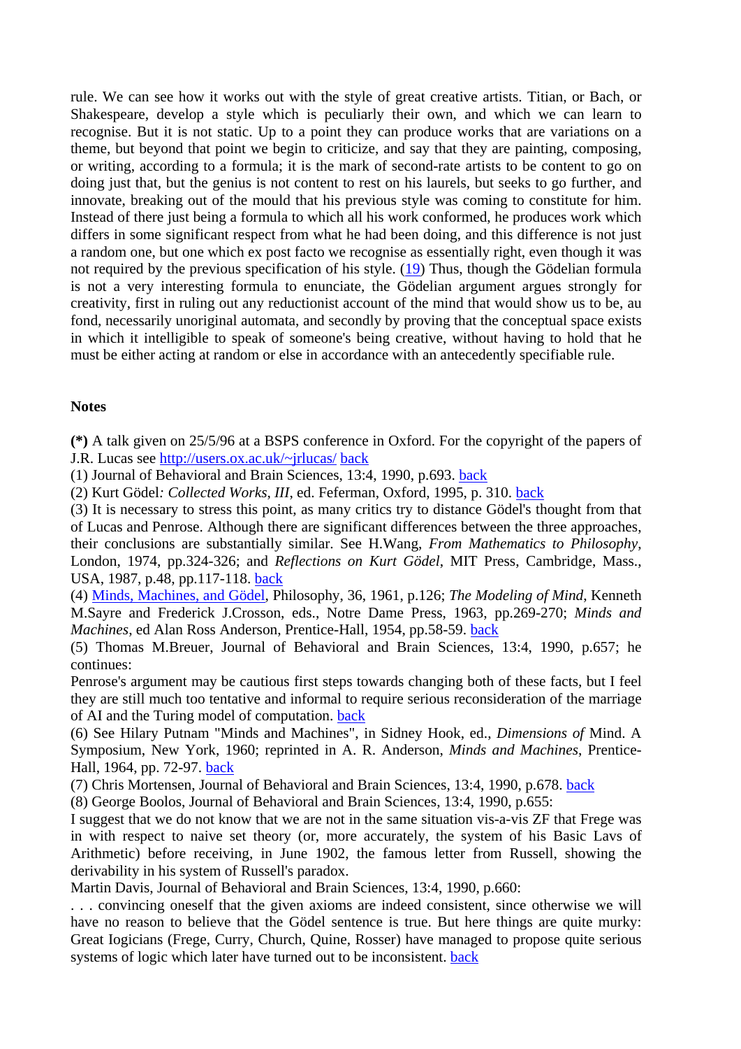rule. We can see how it works out with the style of great creative artists. Titian, or Bach, or Shakespeare, develop a style which is peculiarly their own, and which we can learn to recognise. But it is not static. Up to a point they can produce works that are variations on a theme, but beyond that point we begin to criticize, and say that they are painting, composing, or writing, according to a formula; it is the mark of second-rate artists to be content to go on doing just that, but the genius is not content to rest on his laurels, but seeks to go further, and innovate, breaking out of the mould that his previous style was coming to constitute for him. Instead of there just being a formula to which all his work conformed, he produces work which differs in some significant respect from what he had been doing, and this difference is not just a random one, but one which ex post facto we recognise as essentially right, even though it was not required by the previous specification of his style. (19) Thus, though the Gödelian formula is not a very interesting formula to enunciate, the Gödelian argument argues strongly for creativity, first in ruling out any reductionist account of the mind that would show us to be, au fond, necessarily unoriginal automata, and secondly by proving that the conceptual space exists in which it intelligible to speak of someone's being creative, without having to hold that he must be either acting at random or else in accordance with an antecedently specifiable rule.

### Notes

**(*)** A talk given on 25/5/96 at a BSPS conference in Oxford. For the copyright of the papers of J.R. Lucas see http://users.ox.ac.uk/~jrlucas/ back

(1) Journal of Behavioral and Brain Sciences, 13:4, 1990, p.693. back

(2) Kurt Gödel*: Collected Works, III,* ed. Feferman, Oxford, 1995, p. 310. back

(3) It is necessary to stress this point, as many critics try to distance Gödel's thought from that of Lucas and Penrose. Although there are significant differences between the three approaches, their conclusions are substantially similar. See H.Wang, *From Mathematics to Philosophy*, London, 1974, pp.324-326; and *Reflections on Kurt Gödel*, MIT Press, Cambridge, Mass., USA, 1987, p.48, pp.117-118. back

(4) Minds, Machines, and Gödel, Philosophy, 36, 1961, p.126; *The Modeling of Mind*, Kenneth M.Sayre and Frederick J.Crosson, eds., Notre Dame Press, 1963, pp.269-270; *Minds and Machines*, ed Alan Ross Anderson, Prentice-Hall, 1954, pp.58-59. back

(5) Thomas M.Breuer, Journal of Behavioral and Brain Sciences, 13:4, 1990, p.657; he continues:

Penrose's argument may be cautious first steps towards changing both of these facts, but I feel they are still much too tentative and informal to require serious reconsideration of the marriage of AI and the Turing model of computation. back

(6) See Hilary Putnam "Minds and Machines", in Sidney Hook, ed., *Dimensions of* Mind. A Symposium, New York, 1960; reprinted in A. R. Anderson, *Minds and Machines*, Prentice-Hall, 1964, pp. 72-97. back

(7) Chris Mortensen, Journal of Behavioral and Brain Sciences, 13:4, 1990, p.678. back

(8) George Boolos, Journal of Behavioral and Brain Sciences, 13:4, 1990, p.655:

I suggest that we do not know that we are not in the same situation vis-a-vis ZF that Frege was in with respect to naive set theory (or, more accurately, the system of his Basic Lavs of Arithmetic) before receiving, in June 1902, the famous letter from Russell, showing the derivability in his system of Russell's paradox.

Martin Davis, Journal of Behavioral and Brain Sciences, 13:4, 1990, p.660:

. . . convincing oneself that the given axioms are indeed consistent, since otherwise we will have no reason to believe that the Gödel sentence is true. But here things are quite murky: Great Iogicians (Frege, Curry, Church, Quine, Rosser) have managed to propose quite serious systems of logic which later have turned out to be inconsistent. back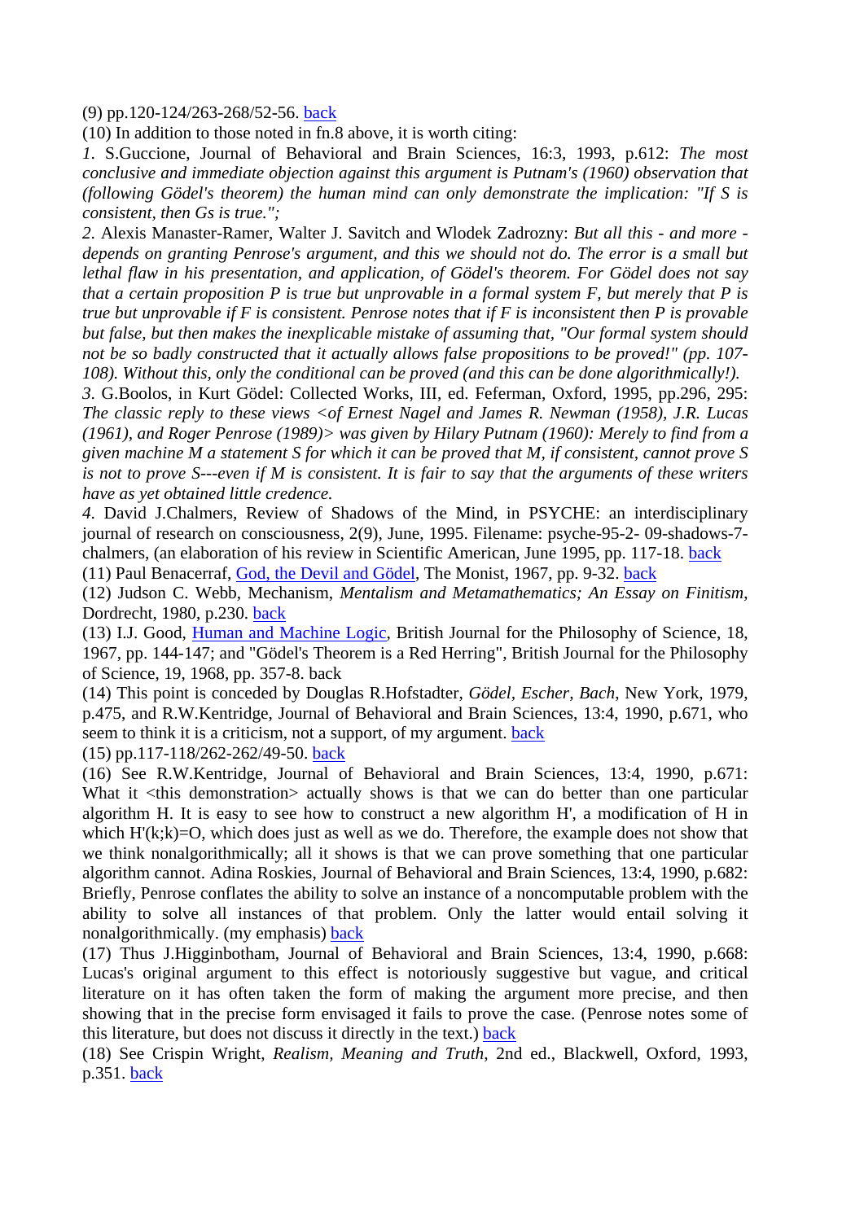(9) pp.120-124/263-268/52-56. back

(10) In addition to those noted in fn.8 above, it is worth citing:

*1*. S.Guccione, Journal of Behavioral and Brain Sciences, 16:3, 1993, p.612: *The most conclusive and immediate objection against this argument is Putnam's (1960) observation that (following Gödel's theorem) the human mind can only demonstrate the implication: "If S is consistent, then Gs is true.";*

*2*. Alexis Manaster-Ramer, Walter J. Savitch and Wlodek Zadrozny: *But all this - and more - depends on granting Penrose's argument, and this we should not do. The error is a small but lethal flaw in his presentation, and application, of Gödel's theorem. For Gödel does not say that a certain proposition P is true but unprovable in a formal system F, but merely that P is true but unprovable if F is consistent. Penrose notes that if F is inconsistent then P is provable but false, but then makes the inexplicable mistake of assuming that, "Our formal system should not be so badly constructed that it actually allows false propositions to be proved!" (pp. 107-108). Without this, only the conditional can be proved (and this can be done algorithmically!).*

*3*. G.Boolos, in Kurt Gödel: Collected Works, III, ed. Feferman, Oxford, 1995, pp.296, 295: *The classic reply to these views <of Ernest Nagel and James R. Newman (1958), J.R. Lucas (1961), and Roger Penrose (1989)> was given by Hilary Putnam (1960): Merely to find from a given machine M a statement S for which it can be proved that M, if consistent, cannot prove S is not to prove S---even if M is consistent. It is fair to say that the arguments of these writers have as yet obtained little credence.*

*4*. David J.Chalmers, Review of Shadows of the Mind, in PSYCHE: an interdisciplinary journal of research on consciousness, 2(9), June, 1995. Filename: psyche-95-2- 09-shadows-7-chalmers, (an elaboration of his review in Scientific American, June 1995, pp. 117-18. back

(11) Paul Benacerraf, God, the Devil and Gödel, The Monist, 1967, pp. 9-32. back

(12) Judson C. Webb, Mechanism, *Mentalism and Metamathematics; An Essay on Finitism*, Dordrecht, 1980, p.230. back

(13) I.J. Good, Human and Machine Logic, British Journal for the Philosophy of Science, 18, 1967, pp. 144-147; and "Gödel's Theorem is a Red Herring", British Journal for the Philosophy of Science, 19, 1968, pp. 357-8. back

(14) This point is conceded by Douglas R.Hofstadter, *Gödel, Escher, Bach*, New York, 1979, p.475, and R.W.Kentridge, Journal of Behavioral and Brain Sciences, 13:4, 1990, p.671, who seem to think it is a criticism, not a support, of my argument. back

(15) pp.117-118/262-262/49-50. back

(16) See R.W.Kentridge, Journal of Behavioral and Brain Sciences, 13:4, 1990, p.671: What it <this demonstration> actually shows is that we can do better than one particular algorithm H. It is easy to see how to construct a new algorithm H', a modification of H in which H'(k;k)=O, which does just as well as we do. Therefore, the example does not show that we think nonalgorithmically; all it shows is that we can prove something that one particular algorithm cannot. Adina Roskies, Journal of Behavioral and Brain Sciences, 13:4, 1990, p.682: Briefly, Penrose conflates the ability to solve an instance of a noncomputable problem with the ability to solve all instances of that problem. Only the latter would entail solving it nonalgorithmically. (my emphasis) back

(17) Thus J.Higginbotham, Journal of Behavioral and Brain Sciences, 13:4, 1990, p.668: Lucas's original argument to this effect is notoriously suggestive but vague, and critical literature on it has often taken the form of making the argument more precise, and then showing that in the precise form envisaged it fails to prove the case. (Penrose notes some of this literature, but does not discuss it directly in the text.) back

(18) See Crispin Wright, *Realism, Meaning and Truth*, 2nd ed., Blackwell, Oxford, 1993, p.351. back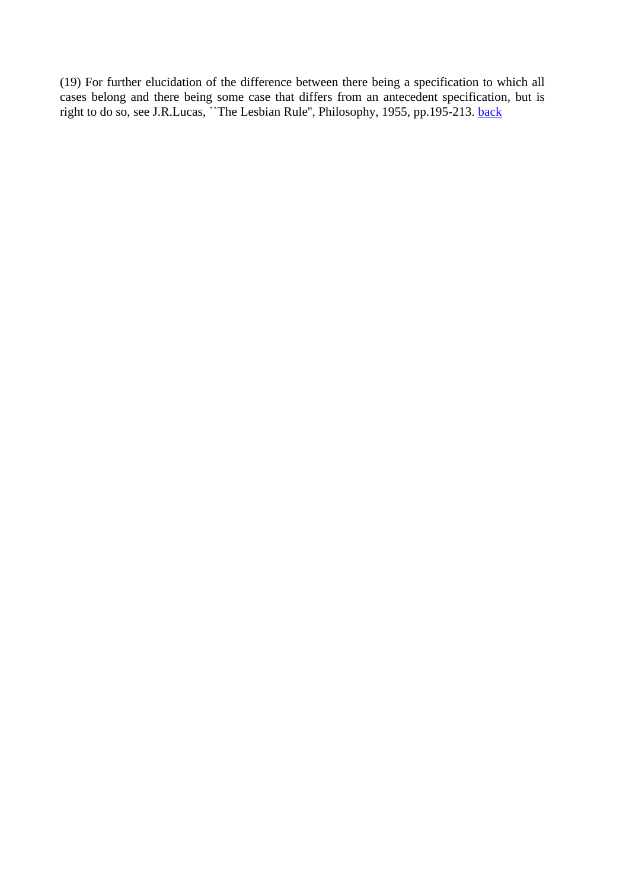(19) For further elucidation of the difference between there being a specification to which all cases belong and there being some case that differs from an antecedent specification, but is right to do so, see J.R.Lucas, ``The Lesbian Rule'', Philosophy, 1955, pp.195-213. back